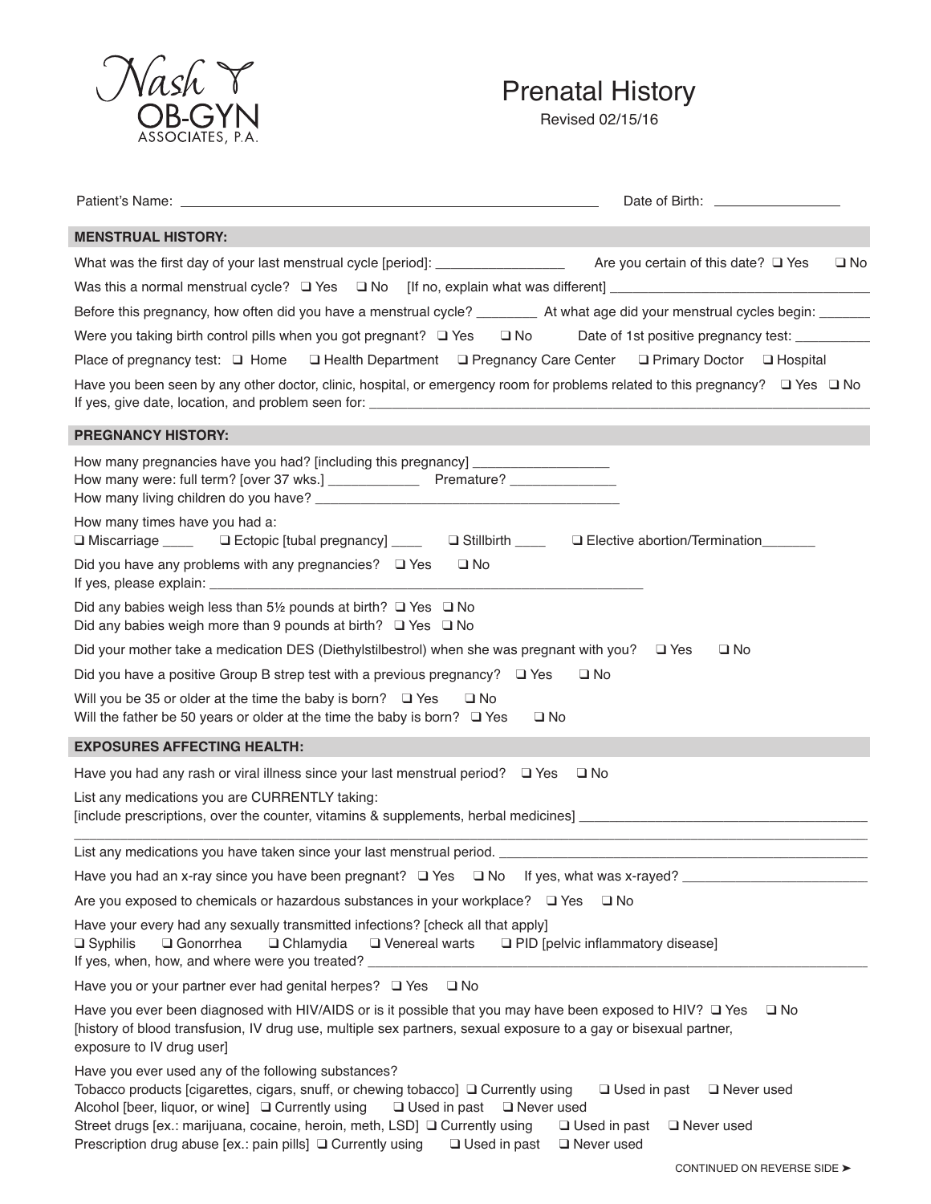Nash OB-GYN ASSOCIATES, P.A.

# Prenatal History

Revised 02/15/16

Patient's Name: ______________________________ Date of Birth: ______________

## MENSTRUAL HISTORY:

What was the first day of your last menstrual cycle [period]: ______________ Are you certain of this date? ❑ Yes ❑ No

Was this a normal menstrual cycle? ❑ Yes ❑ No [If no, explain what was different] ______________________________

Before this pregnancy, how often did you have a menstrual cycle? ________ At what age did your menstrual cycles begin: _______

Were you taking birth control pills when you got pregnant? ❑ Yes ❑ No Date of 1st positive pregnancy test: __________

Place of pregnancy test: ❑ Home ❑ Health Department ❑ Pregnancy Care Center ❑ Primary Doctor ❑ Hospital

Have you been seen by any other doctor, clinic, hospital, or emergency room for problems related to this pregnancy? ❑ Yes ❑ No
If yes, give date, location, and problem seen for: ______________________________

## PREGNANCY HISTORY:

How many pregnancies have you had? [including this pregnancy] ______________
How many were: full term? [over 37 wks.] ____________ Premature? ______________
How many living children do you have? ______________________________

How many times have you had a:
❑ Miscarriage ____ ❑ Ectopic [tubal pregnancy] ____ ❑ Stillbirth ____ ❑ Elective abortion/Termination_______

Did you have any problems with any pregnancies? ❑ Yes ❑ No
If yes, please explain: ______________________________

Did any babies weigh less than 5½ pounds at birth? ❑ Yes ❑ No
Did any babies weigh more than 9 pounds at birth? ❑ Yes ❑ No

Did your mother take a medication DES (Diethylstilbestrol) when she was pregnant with you? ❑ Yes ❑ No

Did you have a positive Group B strep test with a previous pregnancy? ❑ Yes ❑ No

Will you be 35 or older at the time the baby is born? ❑ Yes ❑ No
Will the father be 50 years or older at the time the baby is born? ❑ Yes ❑ No

## EXPOSURES AFFECTING HEALTH:

Have you had any rash or viral illness since your last menstrual period? ❑ Yes ❑ No

List any medications you are CURRENTLY taking:
[include prescriptions, over the counter, vitamins & supplements, herbal medicines] ______________________________
______________________________

List any medications you have taken since your last menstrual period. ______________________________

Have you had an x-ray since you have been pregnant? ❑ Yes ❑ No If yes, what was x-rayed? ______________________

Are you exposed to chemicals or hazardous substances in your workplace? ❑ Yes ❑ No

Have your every had any sexually transmitted infections? [check all that apply]
❑ Syphilis ❑ Gonorrhea ❑ Chlamydia ❑ Venereal warts ❑ PID [pelvic inflammatory disease]
If yes, when, how, and where were you treated? ______________________________

Have you or your partner ever had genital herpes? ❑ Yes ❑ No

Have you ever been diagnosed with HIV/AIDS or is it possible that you may have been exposed to HIV? ❑ Yes ❑ No
[history of blood transfusion, IV drug use, multiple sex partners, sexual exposure to a gay or bisexual partner, exposure to IV drug user]

Have you ever used any of the following substances?
Tobacco products [cigarettes, cigars, snuff, or chewing tobacco] ❑ Currently using ❑ Used in past ❑ Never used
Alcohol [beer, liquor, or wine] ❑ Currently using ❑ Used in past ❑ Never used
Street drugs [ex.: marijuana, cocaine, heroin, meth, LSD] ❑ Currently using ❑ Used in past ❑ Never used
Prescription drug abuse [ex.: pain pills] ❑ Currently using ❑ Used in past ❑ Never used

CONTINUED ON REVERSE SIDE ➤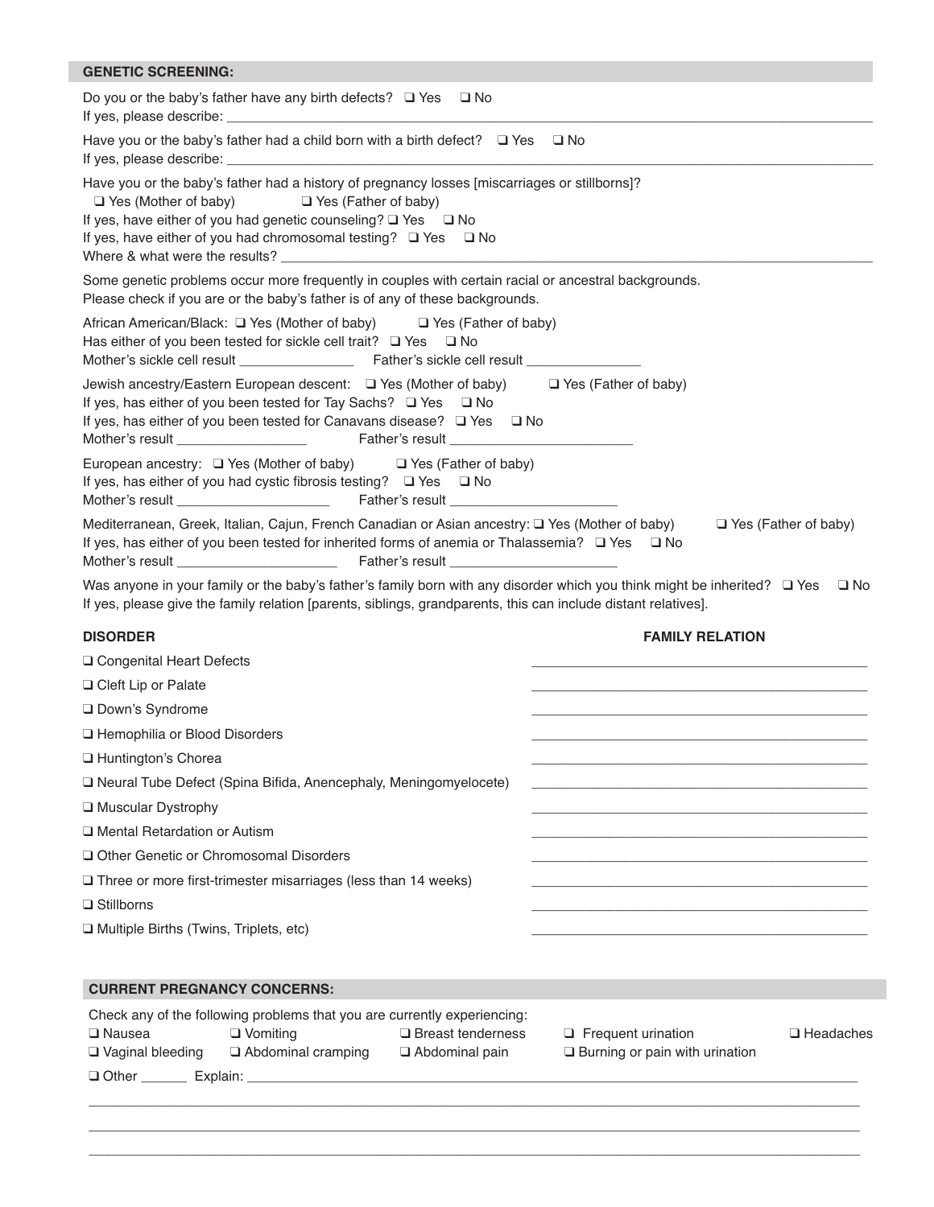## GENETIC SCREENING:

Do you or the baby's father have any birth defects? ❑ Yes ❑ No
If yes, please describe: ______________________________________________

Have you or the baby's father had a child born with a birth defect? ❑ Yes ❑ No
If yes, please describe: ______________________________________________

Have you or the baby's father had a history of pregnancy losses [miscarriages or stillborns]?
❑ Yes (Mother of baby) ❑ Yes (Father of baby)
If yes, have either of you had genetic counseling? ❑ Yes ❑ No
If yes, have either of you had chromosomal testing? ❑ Yes ❑ No
Where & what were the results? ______________________________________________

Some genetic problems occur more frequently in couples with certain racial or ancestral backgrounds.
Please check if you are or the baby's father is of any of these backgrounds.

African American/Black: ❑ Yes (Mother of baby) ❑ Yes (Father of baby)
Has either of you been tested for sickle cell trait? ❑ Yes ❑ No
Mother's sickle cell result _______________ Father's sickle cell result _______________

Jewish ancestry/Eastern European descent: ❑ Yes (Mother of baby) ❑ Yes (Father of baby)
If yes, has either of you been tested for Tay Sachs? ❑ Yes ❑ No
If yes, has either of you been tested for Canavans disease? ❑ Yes ❑ No
Mother's result _________________ Father's result ________________________

European ancestry: ❑ Yes (Mother of baby) ❑ Yes (Father of baby)
If yes, has either of you had cystic fibrosis testing? ❑ Yes ❑ No
Mother's result ____________________ Father's result ______________________

Mediterranean, Greek, Italian, Cajun, French Canadian or Asian ancestry: ❑ Yes (Mother of baby) ❑ Yes (Father of baby)
If yes, has either of you been tested for inherited forms of anemia or Thalassemia? ❑ Yes ❑ No
Mother's result _____________________ Father's result ______________________

Was anyone in your family or the baby's father's family born with any disorder which you think might be inherited? ❑ Yes ❑ No
If yes, please give the family relation [parents, siblings, grandparents, this can include distant relatives].

| DISORDER | FAMILY RELATION |
|---|---|
| ❑ Congenital Heart Defects | ____________________ |
| ❑ Cleft Lip or Palate | ____________________ |
| ❑ Down's Syndrome | ____________________ |
| ❑ Hemophilia or Blood Disorders | ____________________ |
| ❑ Huntington's Chorea | ____________________ |
| ❑ Neural Tube Defect (Spina Bifida, Anencephaly, Meningomyelocete) | ____________________ |
| ❑ Muscular Dystrophy | ____________________ |
| ❑ Mental Retardation or Autism | ____________________ |
| ❑ Other Genetic or Chromosomal Disorders | ____________________ |
| ❑ Three or more first-trimester misarriages (less than 14 weeks) | ____________________ |
| ❑ Stillborns | ____________________ |
| ❑ Multiple Births (Twins, Triplets, etc) | ____________________ |

## CURRENT PREGNANCY CONCERNS:

Check any of the following problems that you are currently experiencing:

❑ Nausea ❑ Vomiting ❑ Breast tenderness ❑ Frequent urination ❑ Headaches
❑ Vaginal bleeding ❑ Abdominal cramping ❑ Abdominal pain ❑ Burning or pain with urination

❑ Other ______ Explain: ______________________________________________

______________________________________________

______________________________________________

______________________________________________